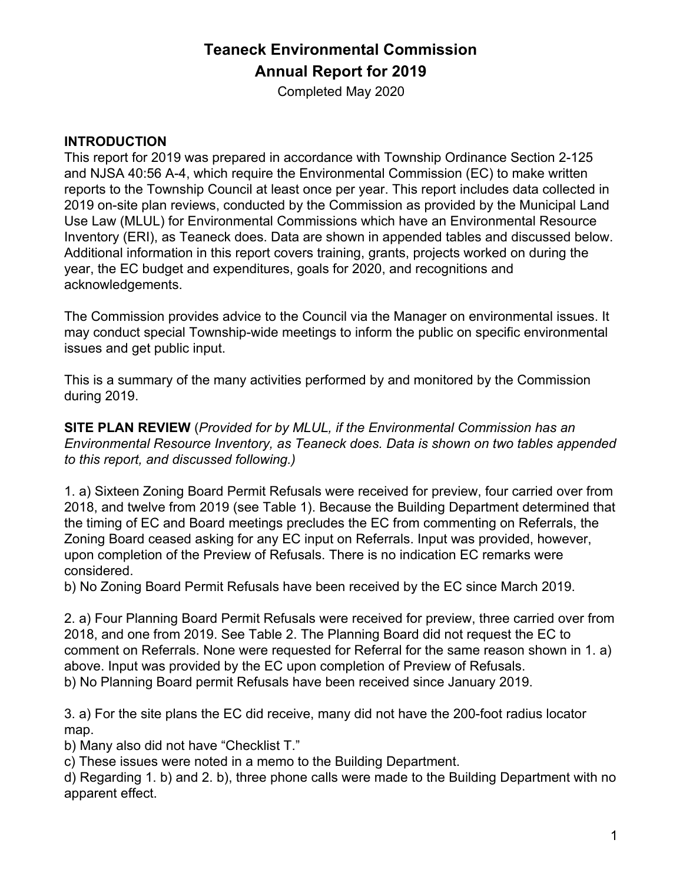# Teaneck Environmental Commission
# Annual Report for 2019

Completed May 2020

**INTRODUCTION**

This report for 2019 was prepared in accordance with Township Ordinance Section 2-125 and NJSA 40:56 A-4, which require the Environmental Commission (EC) to make written reports to the Township Council at least once per year. This report includes data collected in 2019 on-site plan reviews, conducted by the Commission as provided by the Municipal Land Use Law (MLUL) for Environmental Commissions which have an Environmental Resource Inventory (ERI), as Teaneck does. Data are shown in appended tables and discussed below. Additional information in this report covers training, grants, projects worked on during the year, the EC budget and expenditures, goals for 2020, and recognitions and acknowledgements.

The Commission provides advice to the Council via the Manager on environmental issues. It may conduct special Township-wide meetings to inform the public on specific environmental issues and get public input.

This is a summary of the many activities performed by and monitored by the Commission during 2019.

**SITE PLAN REVIEW** (*Provided for by MLUL, if the Environmental Commission has an Environmental Resource Inventory, as Teaneck does. Data is shown on two tables appended to this report, and discussed following.)*

1. a) Sixteen Zoning Board Permit Refusals were received for preview, four carried over from 2018, and twelve from 2019 (see Table 1). Because the Building Department determined that the timing of EC and Board meetings precludes the EC from commenting on Referrals, the Zoning Board ceased asking for any EC input on Referrals. Input was provided, however, upon completion of the Preview of Refusals. There is no indication EC remarks were considered.
b) No Zoning Board Permit Refusals have been received by the EC since March 2019.

2. a) Four Planning Board Permit Refusals were received for preview, three carried over from 2018, and one from 2019. See Table 2. The Planning Board did not request the EC to comment on Referrals. None were requested for Referral for the same reason shown in 1. a) above. Input was provided by the EC upon completion of Preview of Refusals.
b) No Planning Board permit Refusals have been received since January 2019.

3. a) For the site plans the EC did receive, many did not have the 200-foot radius locator map.
b) Many also did not have "Checklist T."
c) These issues were noted in a memo to the Building Department.
d) Regarding 1. b) and 2. b), three phone calls were made to the Building Department with no apparent effect.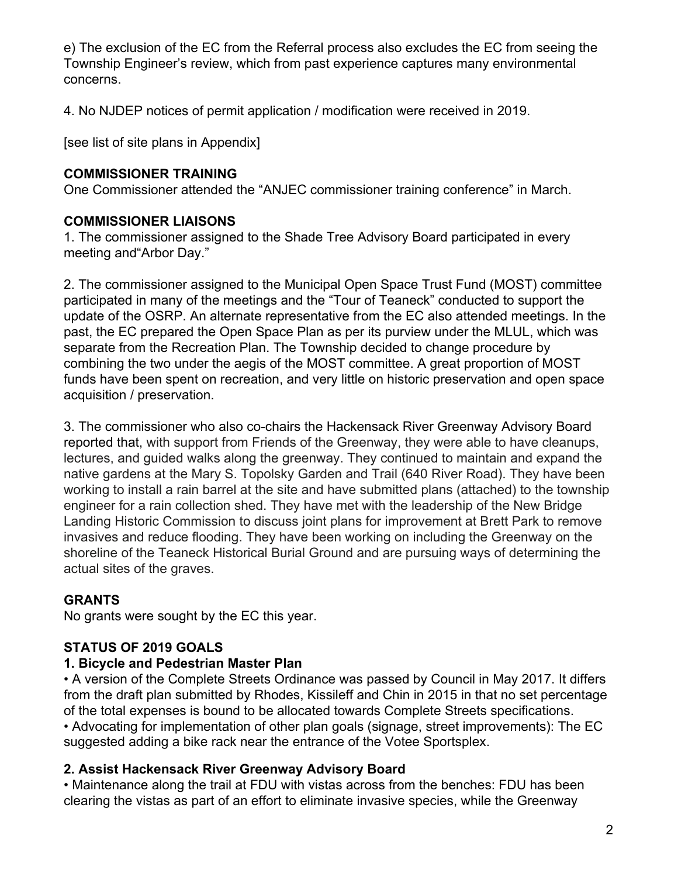e) The exclusion of the EC from the Referral process also excludes the EC from seeing the Township Engineer's review, which from past experience captures many environmental concerns.

4. No NJDEP notices of permit application / modification were received in 2019.

[see list of site plans in Appendix]

**COMMISSIONER TRAINING**

One Commissioner attended the "ANJEC commissioner training conference" in March.

**COMMISSIONER LIAISONS**

1. The commissioner assigned to the Shade Tree Advisory Board participated in every meeting and"Arbor Day."

2. The commissioner assigned to the Municipal Open Space Trust Fund (MOST) committee participated in many of the meetings and the "Tour of Teaneck" conducted to support the update of the OSRP. An alternate representative from the EC also attended meetings. In the past, the EC prepared the Open Space Plan as per its purview under the MLUL, which was separate from the Recreation Plan. The Township decided to change procedure by combining the two under the aegis of the MOST committee. A great proportion of MOST funds have been spent on recreation, and very little on historic preservation and open space acquisition / preservation.

3. The commissioner who also co-chairs the Hackensack River Greenway Advisory Board reported that, with support from Friends of the Greenway, they were able to have cleanups, lectures, and guided walks along the greenway. They continued to maintain and expand the native gardens at the Mary S. Topolsky Garden and Trail (640 River Road). They have been working to install a rain barrel at the site and have submitted plans (attached) to the township engineer for a rain collection shed. They have met with the leadership of the New Bridge Landing Historic Commission to discuss joint plans for improvement at Brett Park to remove invasives and reduce flooding. They have been working on including the Greenway on the shoreline of the Teaneck Historical Burial Ground and are pursuing ways of determining the actual sites of the graves.

**GRANTS**

No grants were sought by the EC this year.

**STATUS OF 2019 GOALS**

**1. Bicycle and Pedestrian Master Plan**

• A version of the Complete Streets Ordinance was passed by Council in May 2017. It differs from the draft plan submitted by Rhodes, Kissileff and Chin in 2015 in that no set percentage of the total expenses is bound to be allocated towards Complete Streets specifications.
• Advocating for implementation of other plan goals (signage, street improvements): The EC suggested adding a bike rack near the entrance of the Votee Sportsplex.

**2. Assist Hackensack River Greenway Advisory Board**

• Maintenance along the trail at FDU with vistas across from the benches: FDU has been clearing the vistas as part of an effort to eliminate invasive species, while the Greenway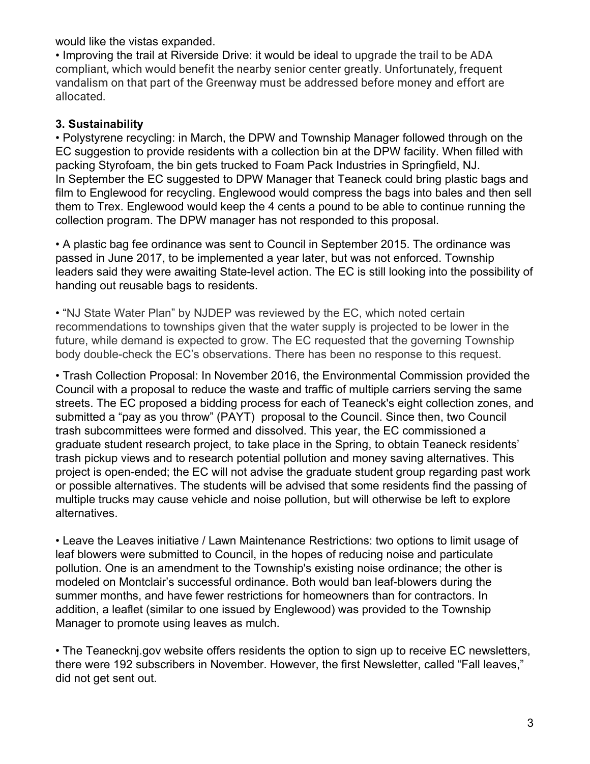would like the vistas expanded.

• Improving the trail at Riverside Drive: it would be ideal to upgrade the trail to be ADA compliant, which would benefit the nearby senior center greatly. Unfortunately, frequent vandalism on that part of the Greenway must be addressed before money and effort are allocated.

### 3. Sustainability

• Polystyrene recycling: in March, the DPW and Township Manager followed through on the EC suggestion to provide residents with a collection bin at the DPW facility. When filled with packing Styrofoam, the bin gets trucked to Foam Pack Industries in Springfield, NJ.
In September the EC suggested to DPW Manager that Teaneck could bring plastic bags and film to Englewood for recycling. Englewood would compress the bags into bales and then sell them to Trex. Englewood would keep the 4 cents a pound to be able to continue running the collection program. The DPW manager has not responded to this proposal.

• A plastic bag fee ordinance was sent to Council in September 2015. The ordinance was passed in June 2017, to be implemented a year later, but was not enforced. Township leaders said they were awaiting State-level action. The EC is still looking into the possibility of handing out reusable bags to residents.

• "NJ State Water Plan" by NJDEP was reviewed by the EC, which noted certain recommendations to townships given that the water supply is projected to be lower in the future, while demand is expected to grow. The EC requested that the governing Township body double-check the EC's observations. There has been no response to this request.

• Trash Collection Proposal: In November 2016, the Environmental Commission provided the Council with a proposal to reduce the waste and traffic of multiple carriers serving the same streets. The EC proposed a bidding process for each of Teaneck's eight collection zones, and submitted a "pay as you throw" (PAYT) proposal to the Council. Since then, two Council trash subcommittees were formed and dissolved. This year, the EC commissioned a graduate student research project, to take place in the Spring, to obtain Teaneck residents' trash pickup views and to research potential pollution and money saving alternatives. This project is open-ended; the EC will not advise the graduate student group regarding past work or possible alternatives. The students will be advised that some residents find the passing of multiple trucks may cause vehicle and noise pollution, but will otherwise be left to explore alternatives.

• Leave the Leaves initiative / Lawn Maintenance Restrictions: two options to limit usage of leaf blowers were submitted to Council, in the hopes of reducing noise and particulate pollution. One is an amendment to the Township's existing noise ordinance; the other is modeled on Montclair's successful ordinance. Both would ban leaf-blowers during the summer months, and have fewer restrictions for homeowners than for contractors. In addition, a leaflet (similar to one issued by Englewood) was provided to the Township Manager to promote using leaves as mulch.

• The Teanecknj.gov website offers residents the option to sign up to receive EC newsletters, there were 192 subscribers in November. However, the first Newsletter, called "Fall leaves," did not get sent out.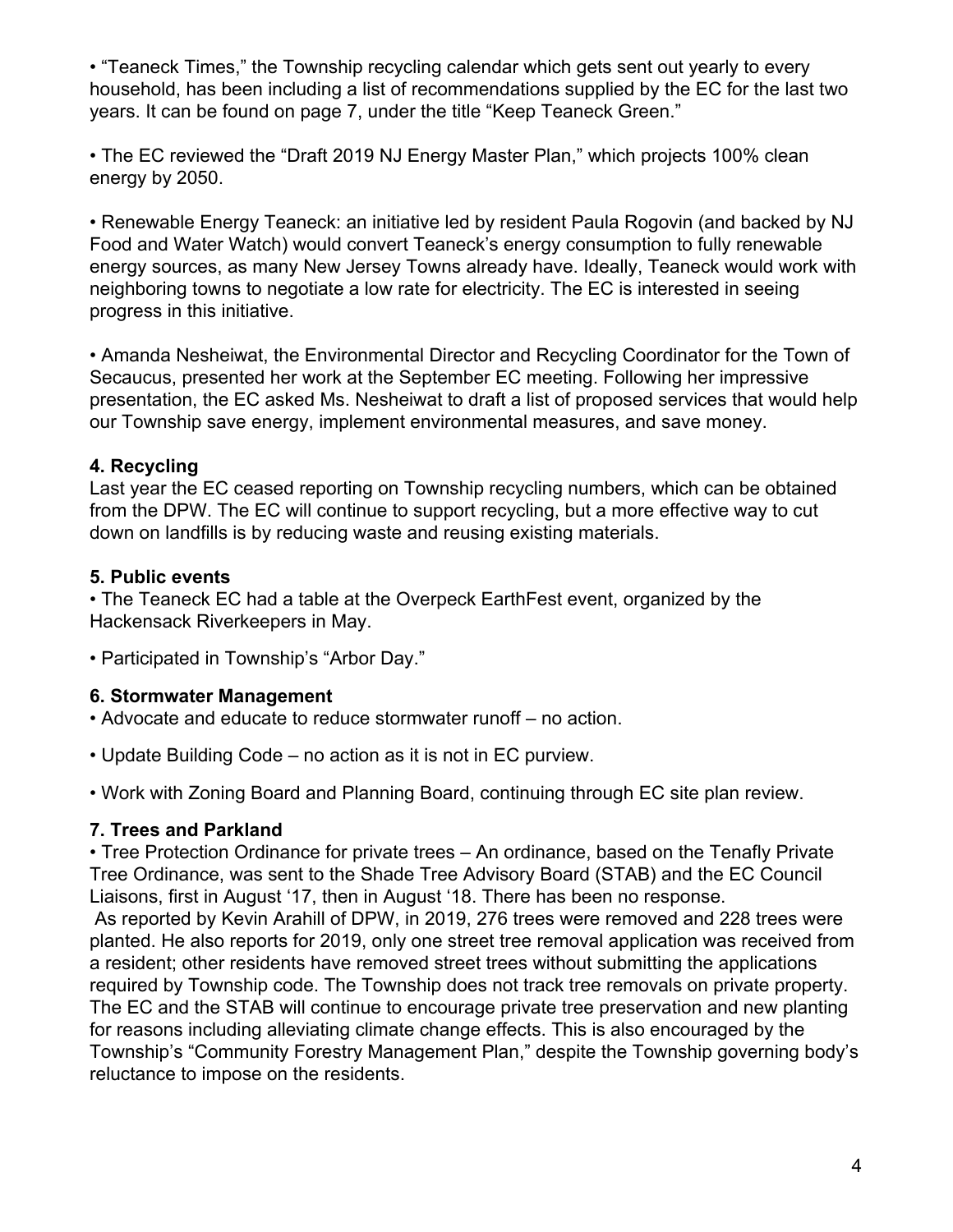• "Teaneck Times," the Township recycling calendar which gets sent out yearly to every household, has been including a list of recommendations supplied by the EC for the last two years. It can be found on page 7, under the title "Keep Teaneck Green."

• The EC reviewed the "Draft 2019 NJ Energy Master Plan," which projects 100% clean energy by 2050.

• Renewable Energy Teaneck: an initiative led by resident Paula Rogovin (and backed by NJ Food and Water Watch) would convert Teaneck's energy consumption to fully renewable energy sources, as many New Jersey Towns already have. Ideally, Teaneck would work with neighboring towns to negotiate a low rate for electricity. The EC is interested in seeing progress in this initiative.

• Amanda Nesheiwat, the Environmental Director and Recycling Coordinator for the Town of Secaucus, presented her work at the September EC meeting. Following her impressive presentation, the EC asked Ms. Nesheiwat to draft a list of proposed services that would help our Township save energy, implement environmental measures, and save money.

**4. Recycling**

Last year the EC ceased reporting on Township recycling numbers, which can be obtained from the DPW. The EC will continue to support recycling, but a more effective way to cut down on landfills is by reducing waste and reusing existing materials.

**5. Public events**

• The Teaneck EC had a table at the Overpeck EarthFest event, organized by the Hackensack Riverkeepers in May.

• Participated in Township's "Arbor Day."

**6. Stormwater Management**

• Advocate and educate to reduce stormwater runoff – no action.

• Update Building Code – no action as it is not in EC purview.

• Work with Zoning Board and Planning Board, continuing through EC site plan review.

**7. Trees and Parkland**

• Tree Protection Ordinance for private trees – An ordinance, based on the Tenafly Private Tree Ordinance, was sent to the Shade Tree Advisory Board (STAB) and the EC Council Liaisons, first in August '17, then in August '18. There has been no response.

As reported by Kevin Arahill of DPW, in 2019, 276 trees were removed and 228 trees were planted. He also reports for 2019, only one street tree removal application was received from a resident; other residents have removed street trees without submitting the applications required by Township code. The Township does not track tree removals on private property. The EC and the STAB will continue to encourage private tree preservation and new planting for reasons including alleviating climate change effects. This is also encouraged by the Township's "Community Forestry Management Plan," despite the Township governing body's reluctance to impose on the residents.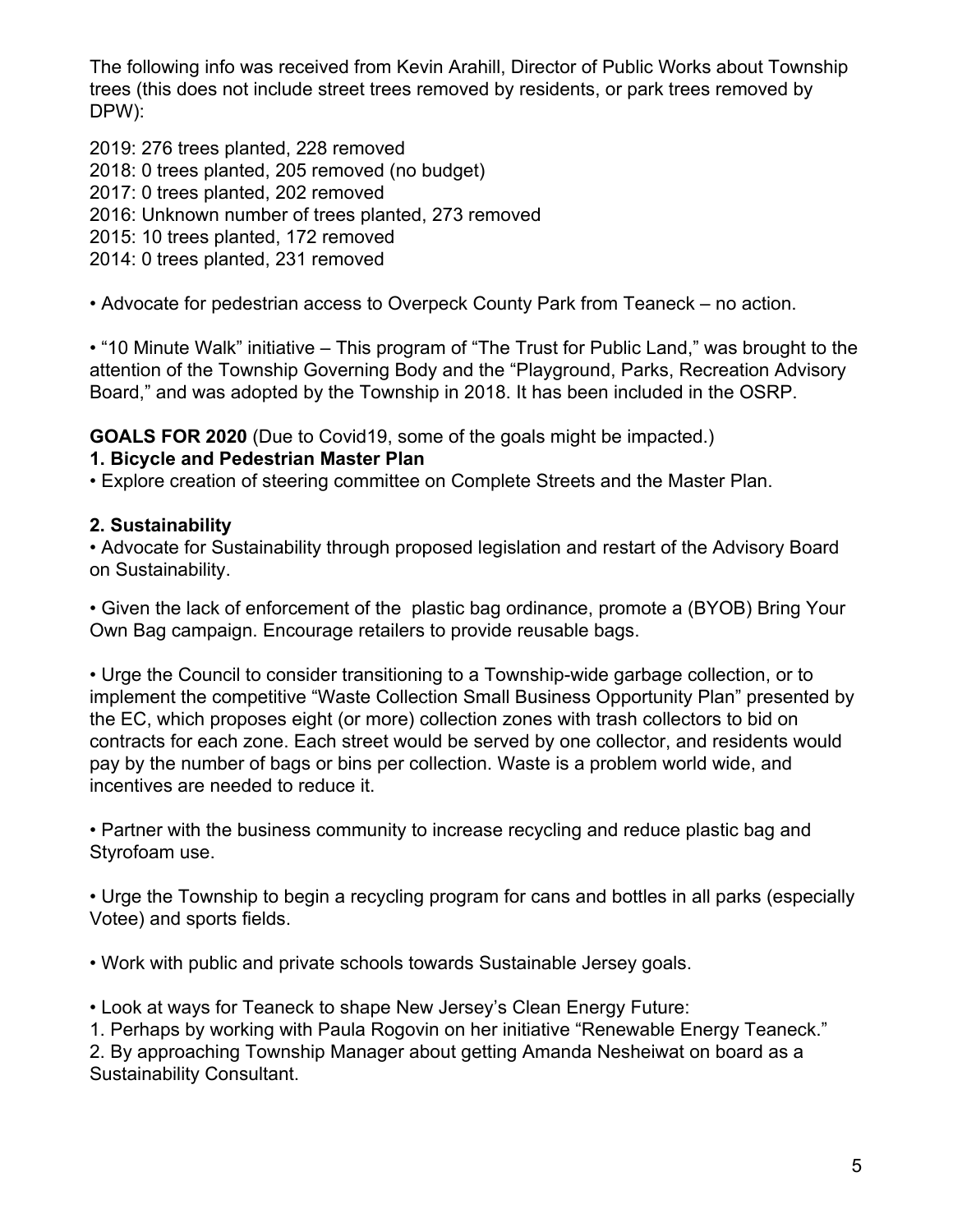The following info was received from Kevin Arahill, Director of Public Works about Township trees (this does not include street trees removed by residents, or park trees removed by DPW):

2019: 276 trees planted, 228 removed
2018: 0 trees planted, 205 removed (no budget)
2017: 0 trees planted, 202 removed
2016: Unknown number of trees planted, 273 removed
2015: 10 trees planted, 172 removed
2014: 0 trees planted, 231 removed

• Advocate for pedestrian access to Overpeck County Park from Teaneck – no action.

• "10 Minute Walk" initiative – This program of "The Trust for Public Land," was brought to the attention of the Township Governing Body and the "Playground, Parks, Recreation Advisory Board," and was adopted by the Township in 2018. It has been included in the OSRP.

**GOALS FOR 2020** (Due to Covid19, some of the goals might be impacted.)

**1. Bicycle and Pedestrian Master Plan**

• Explore creation of steering committee on Complete Streets and the Master Plan.

**2. Sustainability**

• Advocate for Sustainability through proposed legislation and restart of the Advisory Board on Sustainability.

• Given the lack of enforcement of the plastic bag ordinance, promote a (BYOB) Bring Your Own Bag campaign. Encourage retailers to provide reusable bags.

• Urge the Council to consider transitioning to a Township-wide garbage collection, or to implement the competitive "Waste Collection Small Business Opportunity Plan" presented by the EC, which proposes eight (or more) collection zones with trash collectors to bid on contracts for each zone. Each street would be served by one collector, and residents would pay by the number of bags or bins per collection. Waste is a problem world wide, and incentives are needed to reduce it.

• Partner with the business community to increase recycling and reduce plastic bag and Styrofoam use.

• Urge the Township to begin a recycling program for cans and bottles in all parks (especially Votee) and sports fields.

• Work with public and private schools towards Sustainable Jersey goals.

• Look at ways for Teaneck to shape New Jersey's Clean Energy Future:
1. Perhaps by working with Paula Rogovin on her initiative "Renewable Energy Teaneck."
2. By approaching Township Manager about getting Amanda Nesheiwat on board as a Sustainability Consultant.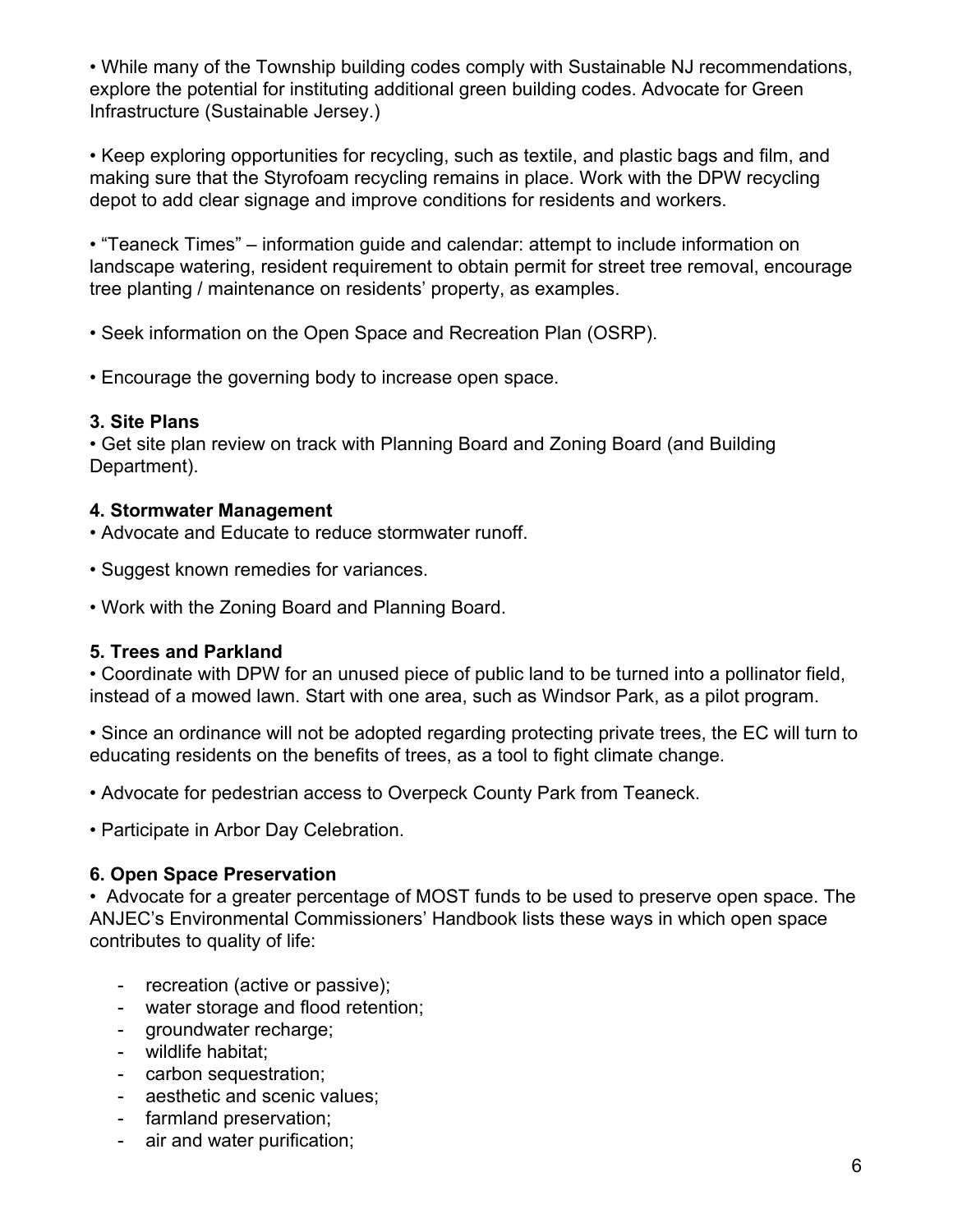• While many of the Township building codes comply with Sustainable NJ recommendations, explore the potential for instituting additional green building codes. Advocate for Green Infrastructure (Sustainable Jersey.)

• Keep exploring opportunities for recycling, such as textile, and plastic bags and film, and making sure that the Styrofoam recycling remains in place. Work with the DPW recycling depot to add clear signage and improve conditions for residents and workers.

• "Teaneck Times" – information guide and calendar: attempt to include information on landscape watering, resident requirement to obtain permit for street tree removal, encourage tree planting / maintenance on residents' property, as examples.

• Seek information on the Open Space and Recreation Plan (OSRP).

• Encourage the governing body to increase open space.

**3. Site Plans**

• Get site plan review on track with Planning Board and Zoning Board (and Building Department).

**4. Stormwater Management**

• Advocate and Educate to reduce stormwater runoff.

• Suggest known remedies for variances.

• Work with the Zoning Board and Planning Board.

**5. Trees and Parkland**

• Coordinate with DPW for an unused piece of public land to be turned into a pollinator field, instead of a mowed lawn. Start with one area, such as Windsor Park, as a pilot program.

• Since an ordinance will not be adopted regarding protecting private trees, the EC will turn to educating residents on the benefits of trees, as a tool to fight climate change.

• Advocate for pedestrian access to Overpeck County Park from Teaneck.

• Participate in Arbor Day Celebration.

**6. Open Space Preservation**

• Advocate for a greater percentage of MOST funds to be used to preserve open space. The ANJEC's Environmental Commissioners' Handbook lists these ways in which open space contributes to quality of life:

- recreation (active or passive);
- water storage and flood retention;
- groundwater recharge;
- wildlife habitat;
- carbon sequestration;
- aesthetic and scenic values;
- farmland preservation;
- air and water purification;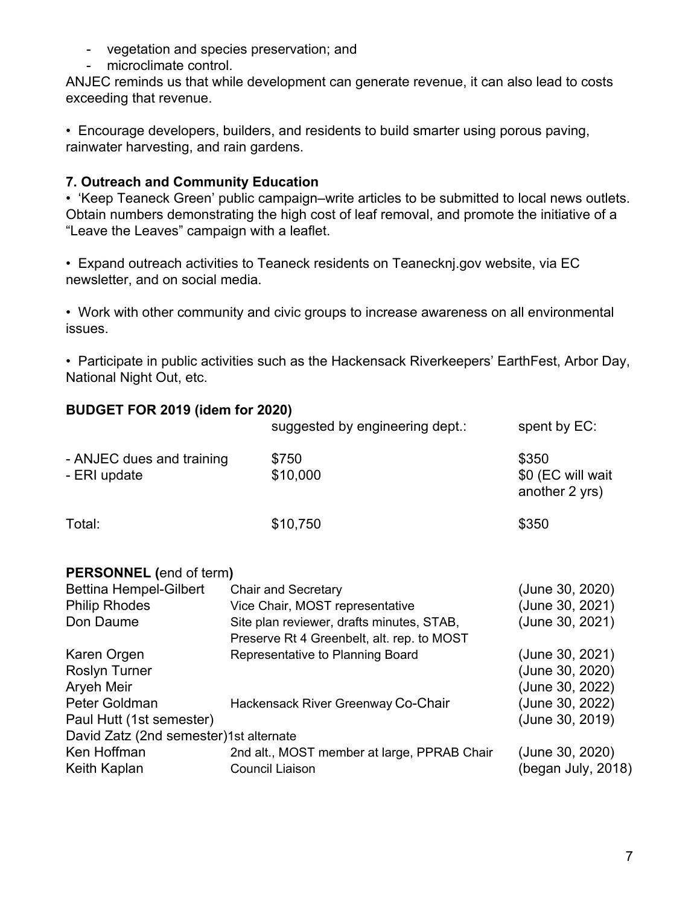- vegetation and species preservation; and
- microclimate control.

ANJEC reminds us that while development can generate revenue, it can also lead to costs exceeding that revenue.

• Encourage developers, builders, and residents to build smarter using porous paving, rainwater harvesting, and rain gardens.

**7. Outreach and Community Education**

• 'Keep Teaneck Green' public campaign–write articles to be submitted to local news outlets. Obtain numbers demonstrating the high cost of leaf removal, and promote the initiative of a "Leave the Leaves" campaign with a leaflet.

• Expand outreach activities to Teaneck residents on Teanecknj.gov website, via EC newsletter, and on social media.

• Work with other community and civic groups to increase awareness on all environmental issues.

• Participate in public activities such as the Hackensack Riverkeepers' EarthFest, Arbor Day, National Night Out, etc.

**BUDGET FOR 2019 (idem for 2020)**

| | suggested by engineering dept.: | spent by EC: |
|---|---|---|
| - ANJEC dues and training | $750 | $350 |
| - ERI update | $10,000 | $0 (EC will wait another 2 yrs) |
| Total: | $10,750 | $350 |

**PERSONNEL (**end of term**)**

| | | |
|---|---|---|
| Bettina Hempel-Gilbert | Chair and Secretary | (June 30, 2020) |
| Philip Rhodes | Vice Chair, MOST representative | (June 30, 2021) |
| Don Daume | Site plan reviewer, drafts minutes, STAB, Preserve Rt 4 Greenbelt, alt. rep. to MOST | (June 30, 2021) |
| Karen Orgen | Representative to Planning Board | (June 30, 2021) |
| Roslyn Turner | | (June 30, 2020) |
| Aryeh Meir | | (June 30, 2022) |
| Peter Goldman | Hackensack River Greenway Co-Chair | (June 30, 2022) |
| Paul Hutt (1st semester) | | (June 30, 2019) |
| David Zatz (2nd semester) | 1st alternate | |
| Ken Hoffman | 2nd alt., MOST member at large, PPRAB Chair | (June 30, 2020) |
| Keith Kaplan | Council Liaison | (began July, 2018) |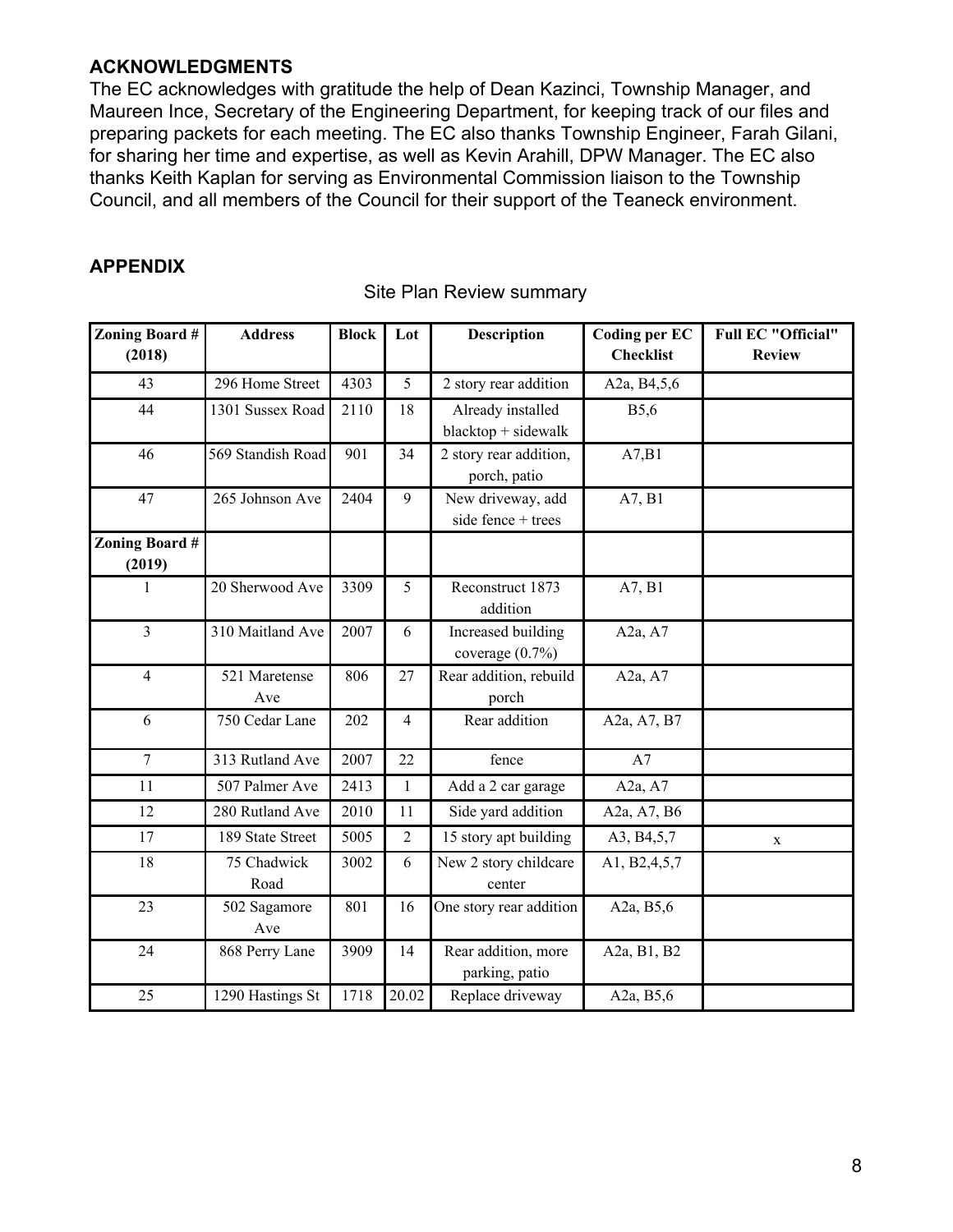## ACKNOWLEDGMENTS

The EC acknowledges with gratitude the help of Dean Kazinci, Township Manager, and Maureen Ince, Secretary of the Engineering Department, for keeping track of our files and preparing packets for each meeting. The EC also thanks Township Engineer, Farah Gilani, for sharing her time and expertise, as well as Kevin Arahill, DPW Manager. The EC also thanks Keith Kaplan for serving as Environmental Commission liaison to the Township Council, and all members of the Council for their support of the Teaneck environment.

## APPENDIX

Site Plan Review summary

| Zoning Board # (2018) | Address | Block | Lot | Description | Coding per EC Checklist | Full EC "Official" Review |
|---|---|---|---|---|---|---|
| 43 | 296 Home Street | 4303 | 5 | 2 story rear addition | A2a, B4,5,6 | |
| 44 | 1301 Sussex Road | 2110 | 18 | Already installed blacktop + sidewalk | B5,6 | |
| 46 | 569 Standish Road | 901 | 34 | 2 story rear addition, porch, patio | A7,B1 | |
| 47 | 265 Johnson Ave | 2404 | 9 | New driveway, add side fence + trees | A7, B1 | |
| **Zoning Board # (2019)** | | | | | | |
| 1 | 20 Sherwood Ave | 3309 | 5 | Reconstruct 1873 addition | A7, B1 | |
| 3 | 310 Maitland Ave | 2007 | 6 | Increased building coverage (0.7%) | A2a, A7 | |
| 4 | 521 Maretense Ave | 806 | 27 | Rear addition, rebuild porch | A2a, A7 | |
| 6 | 750 Cedar Lane | 202 | 4 | Rear addition | A2a, A7, B7 | |
| 7 | 313 Rutland Ave | 2007 | 22 | fence | A7 | |
| 11 | 507 Palmer Ave | 2413 | 1 | Add a 2 car garage | A2a, A7 | |
| 12 | 280 Rutland Ave | 2010 | 11 | Side yard addition | A2a, A7, B6 | |
| 17 | 189 State Street | 5005 | 2 | 15 story apt building | A3, B4,5,7 | x |
| 18 | 75 Chadwick Road | 3002 | 6 | New 2 story childcare center | A1, B2,4,5,7 | |
| 23 | 502 Sagamore Ave | 801 | 16 | One story rear addition | A2a, B5,6 | |
| 24 | 868 Perry Lane | 3909 | 14 | Rear addition, more parking, patio | A2a, B1, B2 | |
| 25 | 1290 Hastings St | 1718 | 20.02 | Replace driveway | A2a, B5,6 | |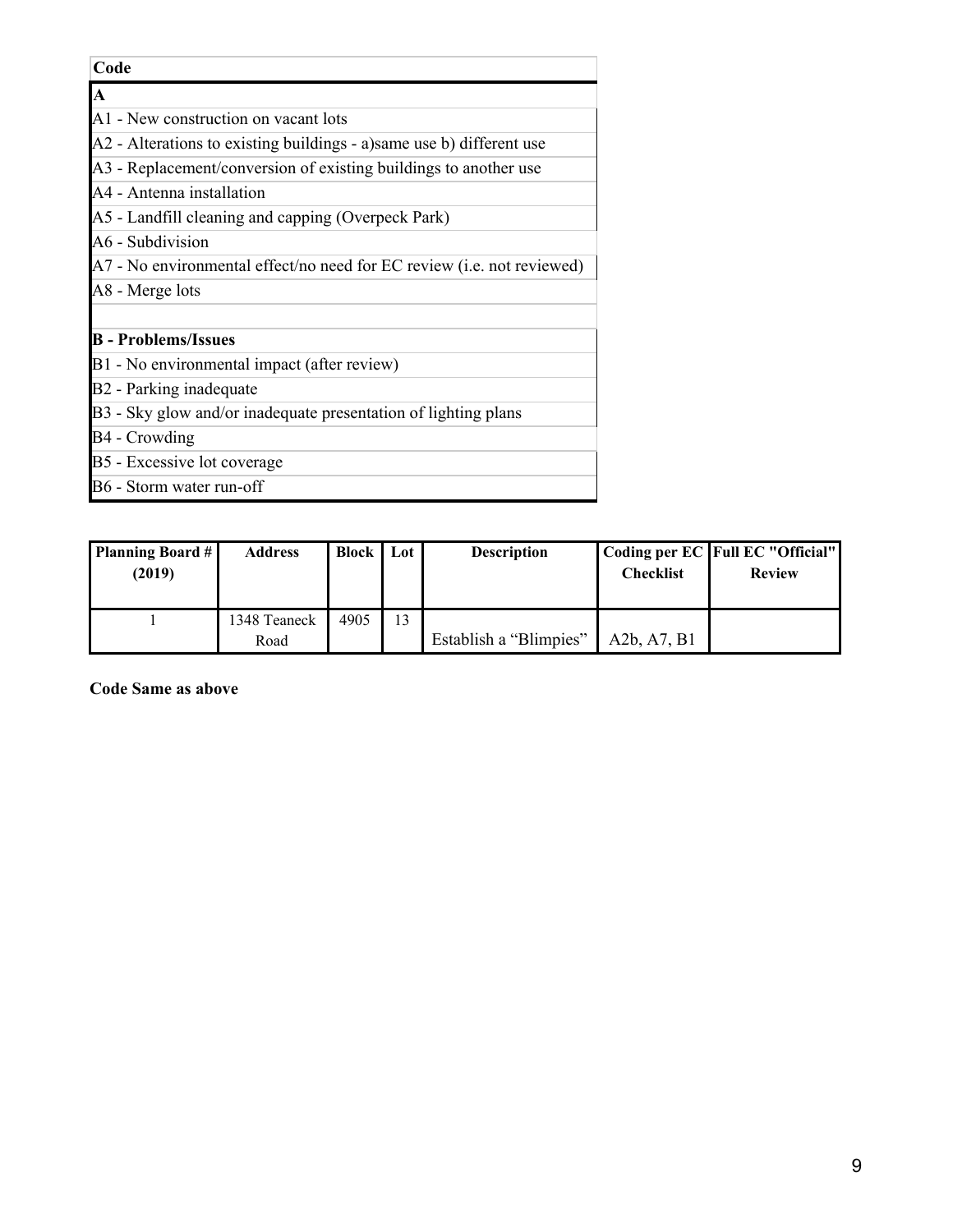| Code |
| --- |
| **A** |
| A1 - New construction on vacant lots |
| A2 - Alterations to existing buildings - a)same use b) different use |
| A3 - Replacement/conversion of existing buildings to another use |
| A4 - Antenna installation |
| A5 - Landfill cleaning and capping (Overpeck Park) |
| A6 - Subdivision |
| A7 - No environmental effect/no need for EC review (i.e. not reviewed) |
| A8 - Merge lots |
| |
| **B - Problems/Issues** |
| B1 - No environmental impact (after review) |
| B2 - Parking inadequate |
| B3 - Sky glow and/or inadequate presentation of lighting plans |
| B4 - Crowding |
| B5 - Excessive lot coverage |
| B6 - Storm water run-off |

| Planning Board # (2019) | Address | Block | Lot | Description | Coding per EC Checklist | Full EC "Official" Review |
| --- | --- | --- | --- | --- | --- | --- |
| 1 | 1348 Teaneck Road | 4905 | 13 | Establish a "Blimpies" | A2b, A7, B1 | |

**Code Same as above**